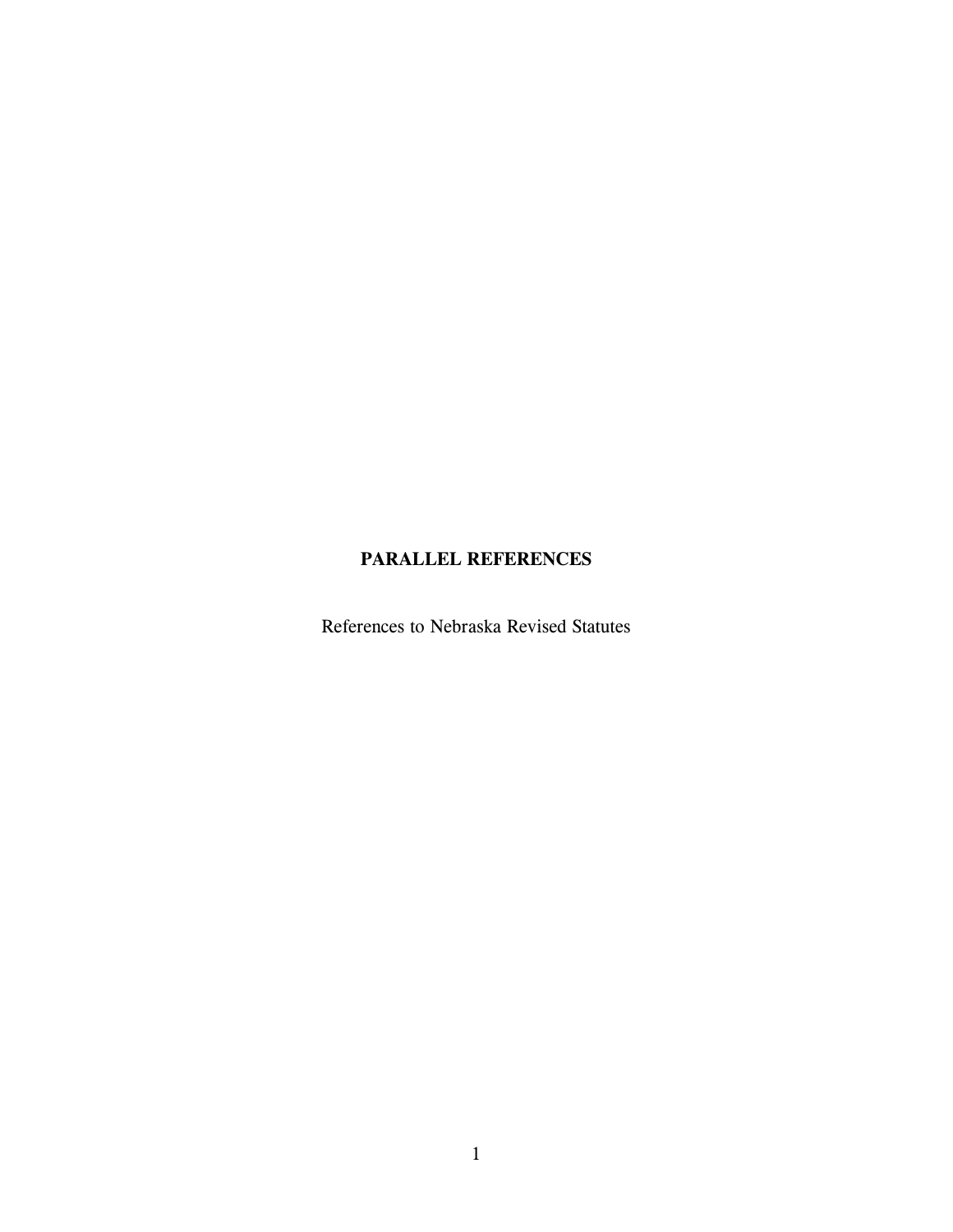# PARALLEL REFERENCES

References to Nebraska Revised Statutes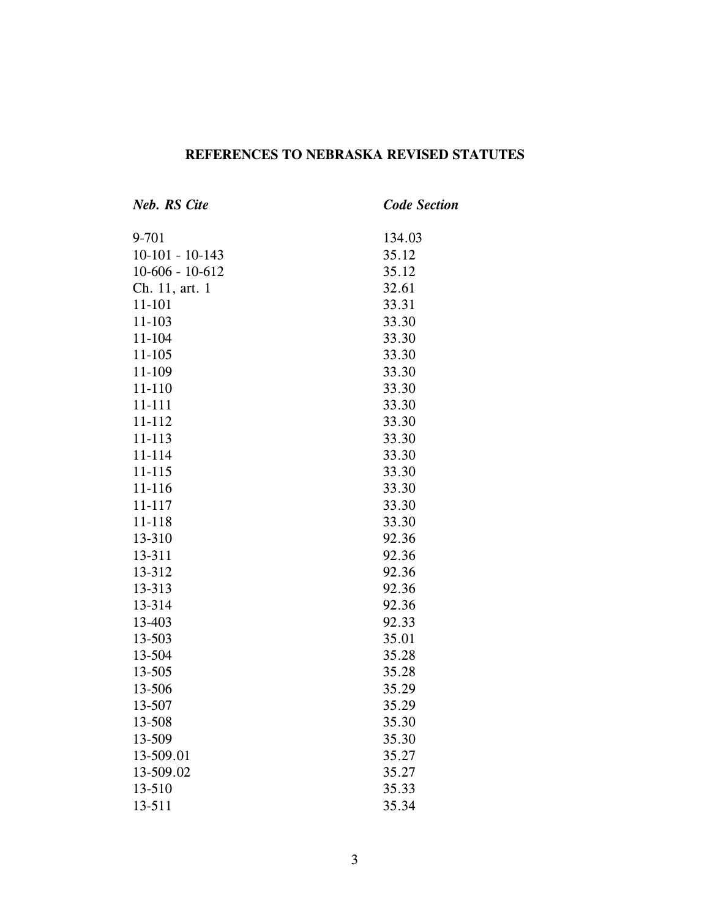## REFERENCES TO NEBRASKA REVISED STATUTES

| *Neb. RS Cite* | *Code Section* |
|---|---|
| 9-701 | 134.03 |
| 10-101 - 10-143 | 35.12 |
| 10-606 - 10-612 | 35.12 |
| Ch. 11, art. 1 | 32.61 |
| 11-101 | 33.31 |
| 11-103 | 33.30 |
| 11-104 | 33.30 |
| 11-105 | 33.30 |
| 11-109 | 33.30 |
| 11-110 | 33.30 |
| 11-111 | 33.30 |
| 11-112 | 33.30 |
| 11-113 | 33.30 |
| 11-114 | 33.30 |
| 11-115 | 33.30 |
| 11-116 | 33.30 |
| 11-117 | 33.30 |
| 11-118 | 33.30 |
| 13-310 | 92.36 |
| 13-311 | 92.36 |
| 13-312 | 92.36 |
| 13-313 | 92.36 |
| 13-314 | 92.36 |
| 13-403 | 92.33 |
| 13-503 | 35.01 |
| 13-504 | 35.28 |
| 13-505 | 35.28 |
| 13-506 | 35.29 |
| 13-507 | 35.29 |
| 13-508 | 35.30 |
| 13-509 | 35.30 |
| 13-509.01 | 35.27 |
| 13-509.02 | 35.27 |
| 13-510 | 35.33 |
| 13-511 | 35.34 |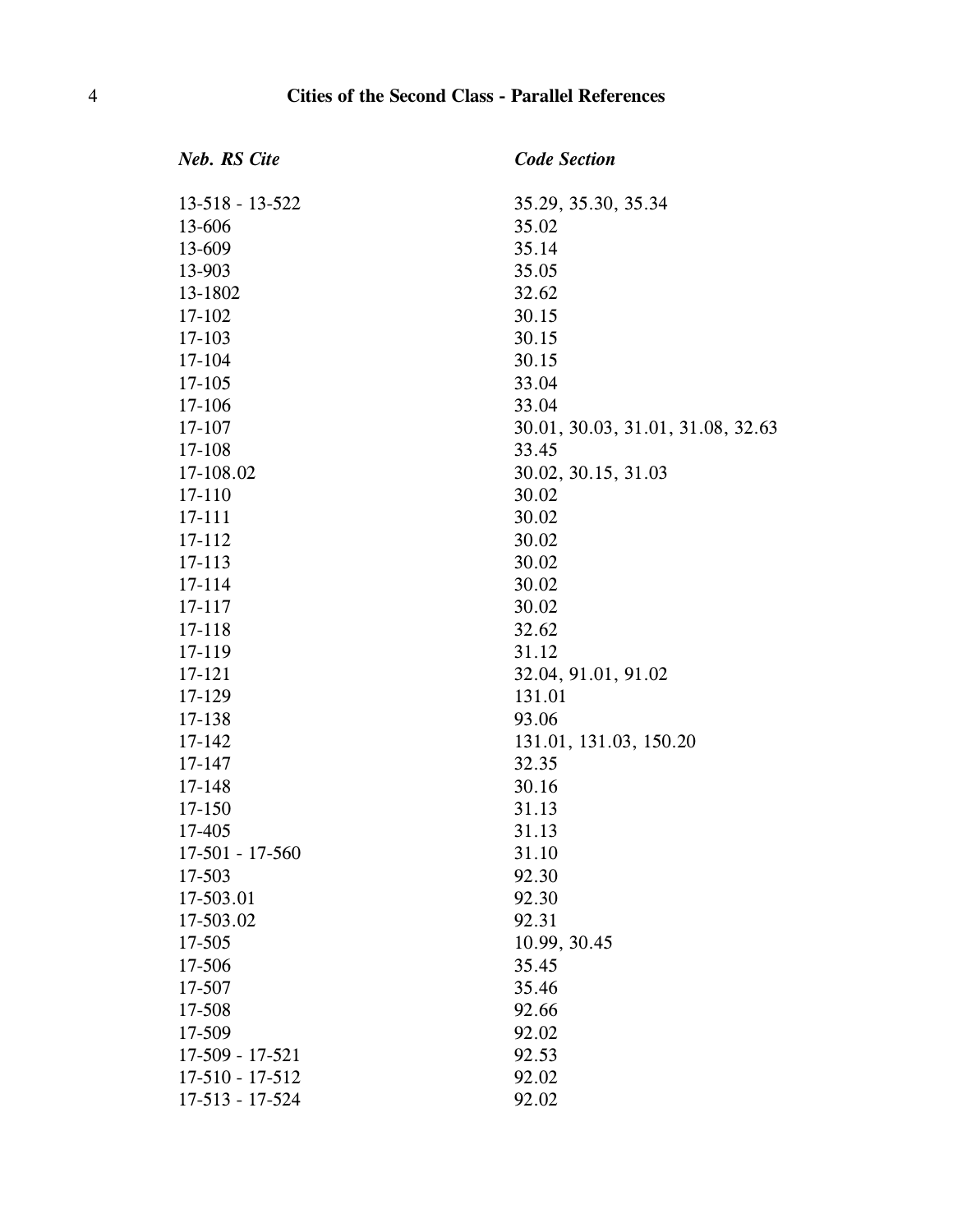| *Neb. RS Cite* | *Code Section* |
| --- | --- |
| 13-518 - 13-522 | 35.29, 35.30, 35.34 |
| 13-606 | 35.02 |
| 13-609 | 35.14 |
| 13-903 | 35.05 |
| 13-1802 | 32.62 |
| 17-102 | 30.15 |
| 17-103 | 30.15 |
| 17-104 | 30.15 |
| 17-105 | 33.04 |
| 17-106 | 33.04 |
| 17-107 | 30.01, 30.03, 31.01, 31.08, 32.63 |
| 17-108 | 33.45 |
| 17-108.02 | 30.02, 30.15, 31.03 |
| 17-110 | 30.02 |
| 17-111 | 30.02 |
| 17-112 | 30.02 |
| 17-113 | 30.02 |
| 17-114 | 30.02 |
| 17-117 | 30.02 |
| 17-118 | 32.62 |
| 17-119 | 31.12 |
| 17-121 | 32.04, 91.01, 91.02 |
| 17-129 | 131.01 |
| 17-138 | 93.06 |
| 17-142 | 131.01, 131.03, 150.20 |
| 17-147 | 32.35 |
| 17-148 | 30.16 |
| 17-150 | 31.13 |
| 17-405 | 31.13 |
| 17-501 - 17-560 | 31.10 |
| 17-503 | 92.30 |
| 17-503.01 | 92.30 |
| 17-503.02 | 92.31 |
| 17-505 | 10.99, 30.45 |
| 17-506 | 35.45 |
| 17-507 | 35.46 |
| 17-508 | 92.66 |
| 17-509 | 92.02 |
| 17-509 - 17-521 | 92.53 |
| 17-510 - 17-512 | 92.02 |
| 17-513 - 17-524 | 92.02 |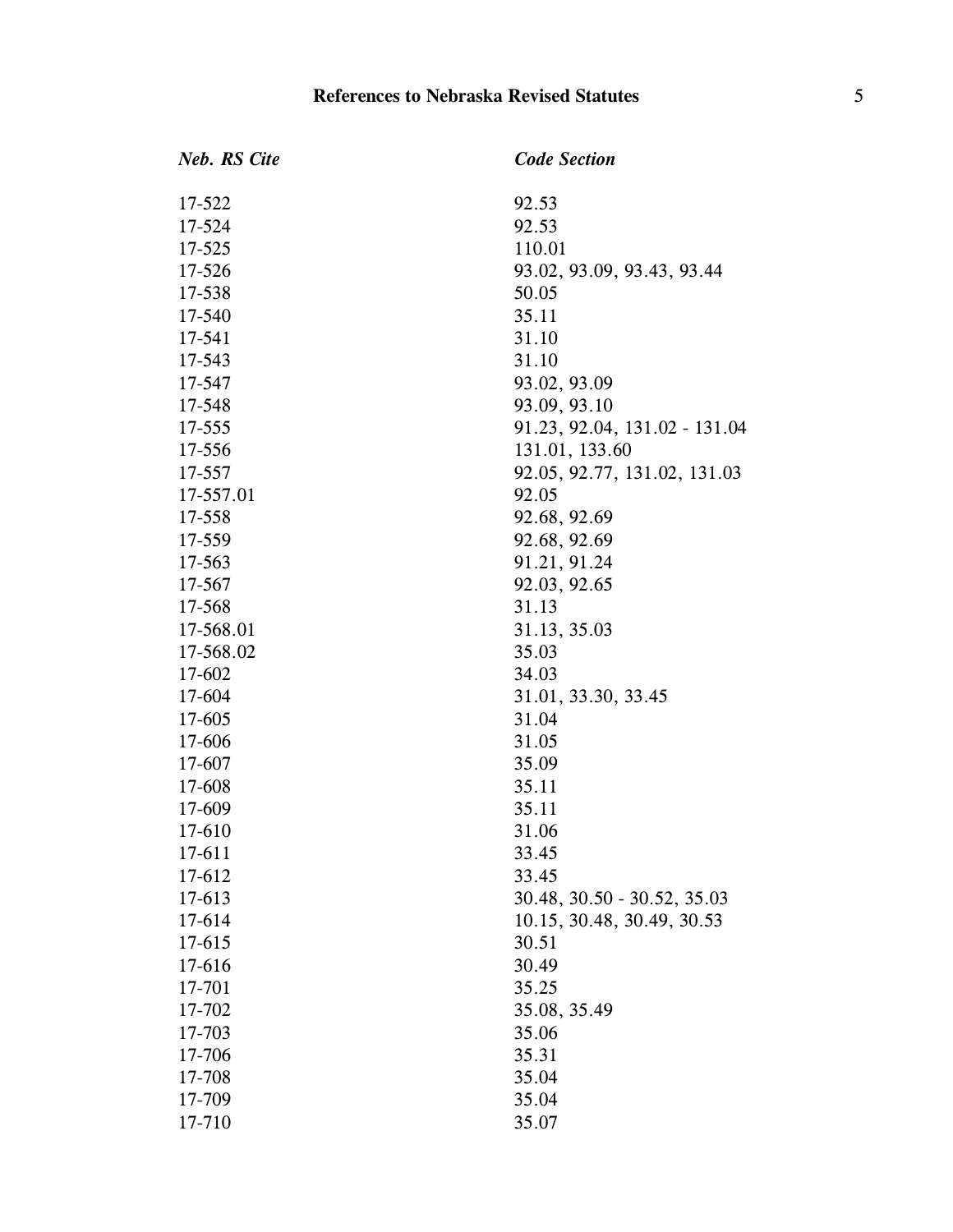| *Neb. RS Cite* | *Code Section* |
|---|---|
| 17-522 | 92.53 |
| 17-524 | 92.53 |
| 17-525 | 110.01 |
| 17-526 | 93.02, 93.09, 93.43, 93.44 |
| 17-538 | 50.05 |
| 17-540 | 35.11 |
| 17-541 | 31.10 |
| 17-543 | 31.10 |
| 17-547 | 93.02, 93.09 |
| 17-548 | 93.09, 93.10 |
| 17-555 | 91.23, 92.04, 131.02 - 131.04 |
| 17-556 | 131.01, 133.60 |
| 17-557 | 92.05, 92.77, 131.02, 131.03 |
| 17-557.01 | 92.05 |
| 17-558 | 92.68, 92.69 |
| 17-559 | 92.68, 92.69 |
| 17-563 | 91.21, 91.24 |
| 17-567 | 92.03, 92.65 |
| 17-568 | 31.13 |
| 17-568.01 | 31.13, 35.03 |
| 17-568.02 | 35.03 |
| 17-602 | 34.03 |
| 17-604 | 31.01, 33.30, 33.45 |
| 17-605 | 31.04 |
| 17-606 | 31.05 |
| 17-607 | 35.09 |
| 17-608 | 35.11 |
| 17-609 | 35.11 |
| 17-610 | 31.06 |
| 17-611 | 33.45 |
| 17-612 | 33.45 |
| 17-613 | 30.48, 30.50 - 30.52, 35.03 |
| 17-614 | 10.15, 30.48, 30.49, 30.53 |
| 17-615 | 30.51 |
| 17-616 | 30.49 |
| 17-701 | 35.25 |
| 17-702 | 35.08, 35.49 |
| 17-703 | 35.06 |
| 17-706 | 35.31 |
| 17-708 | 35.04 |
| 17-709 | 35.04 |
| 17-710 | 35.07 |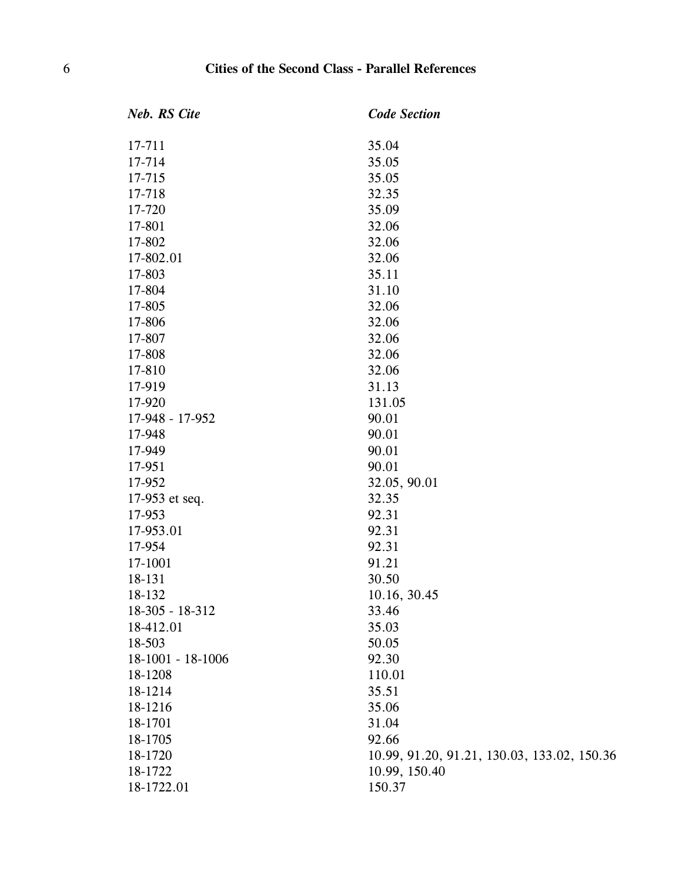| *Neb. RS Cite* | *Code Section* |
|---|---|
| 17-711 | 35.04 |
| 17-714 | 35.05 |
| 17-715 | 35.05 |
| 17-718 | 32.35 |
| 17-720 | 35.09 |
| 17-801 | 32.06 |
| 17-802 | 32.06 |
| 17-802.01 | 32.06 |
| 17-803 | 35.11 |
| 17-804 | 31.10 |
| 17-805 | 32.06 |
| 17-806 | 32.06 |
| 17-807 | 32.06 |
| 17-808 | 32.06 |
| 17-810 | 32.06 |
| 17-919 | 31.13 |
| 17-920 | 131.05 |
| 17-948 - 17-952 | 90.01 |
| 17-948 | 90.01 |
| 17-949 | 90.01 |
| 17-951 | 90.01 |
| 17-952 | 32.05, 90.01 |
| 17-953 et seq. | 32.35 |
| 17-953 | 92.31 |
| 17-953.01 | 92.31 |
| 17-954 | 92.31 |
| 17-1001 | 91.21 |
| 18-131 | 30.50 |
| 18-132 | 10.16, 30.45 |
| 18-305 - 18-312 | 33.46 |
| 18-412.01 | 35.03 |
| 18-503 | 50.05 |
| 18-1001 - 18-1006 | 92.30 |
| 18-1208 | 110.01 |
| 18-1214 | 35.51 |
| 18-1216 | 35.06 |
| 18-1701 | 31.04 |
| 18-1705 | 92.66 |
| 18-1720 | 10.99, 91.20, 91.21, 130.03, 133.02, 150.36 |
| 18-1722 | 10.99, 150.40 |
| 18-1722.01 | 150.37 |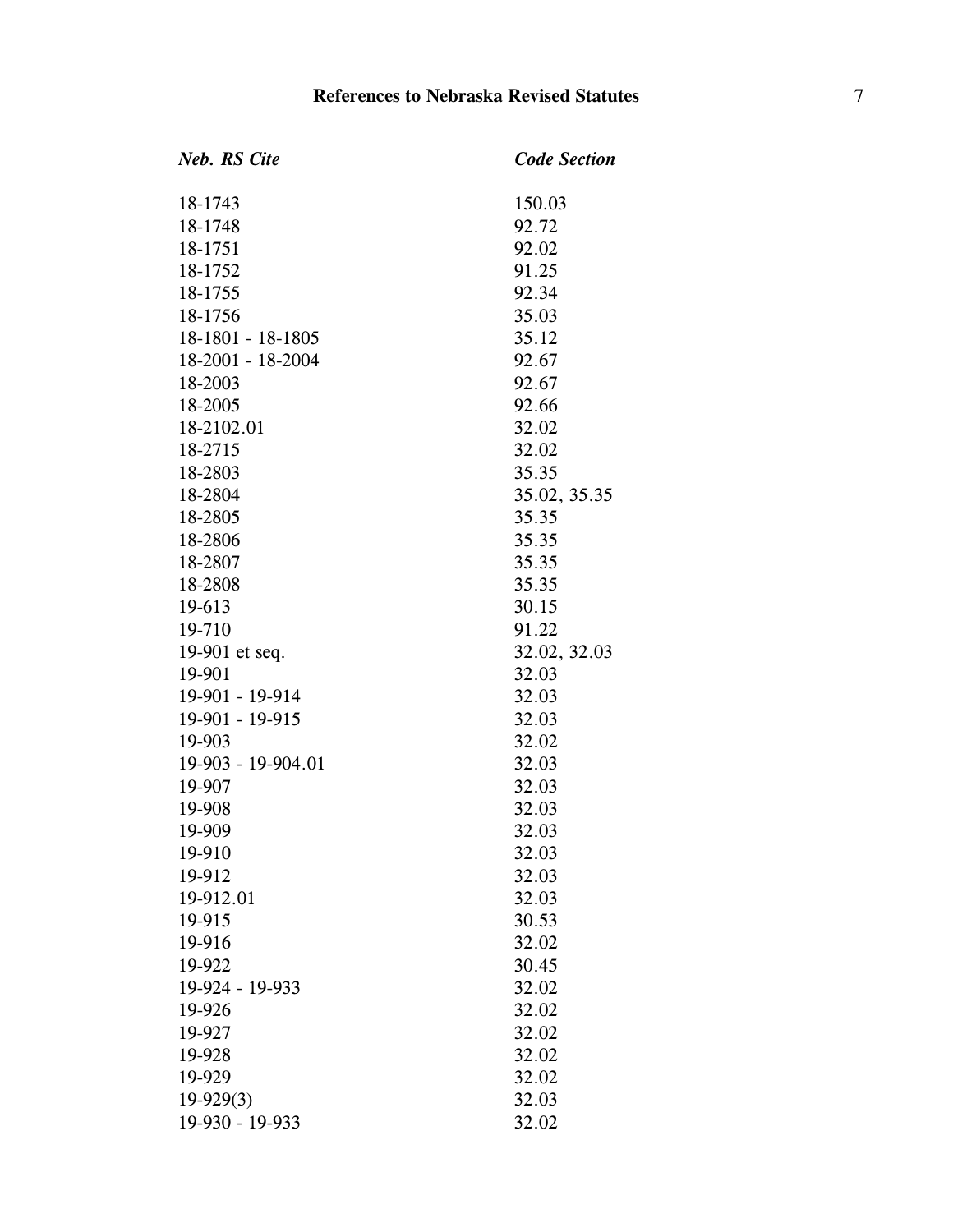| *Neb. RS Cite* | *Code Section* |
|---|---|
| 18-1743 | 150.03 |
| 18-1748 | 92.72 |
| 18-1751 | 92.02 |
| 18-1752 | 91.25 |
| 18-1755 | 92.34 |
| 18-1756 | 35.03 |
| 18-1801 - 18-1805 | 35.12 |
| 18-2001 - 18-2004 | 92.67 |
| 18-2003 | 92.67 |
| 18-2005 | 92.66 |
| 18-2102.01 | 32.02 |
| 18-2715 | 32.02 |
| 18-2803 | 35.35 |
| 18-2804 | 35.02, 35.35 |
| 18-2805 | 35.35 |
| 18-2806 | 35.35 |
| 18-2807 | 35.35 |
| 18-2808 | 35.35 |
| 19-613 | 30.15 |
| 19-710 | 91.22 |
| 19-901 et seq. | 32.02, 32.03 |
| 19-901 | 32.03 |
| 19-901 - 19-914 | 32.03 |
| 19-901 - 19-915 | 32.03 |
| 19-903 | 32.02 |
| 19-903 - 19-904.01 | 32.03 |
| 19-907 | 32.03 |
| 19-908 | 32.03 |
| 19-909 | 32.03 |
| 19-910 | 32.03 |
| 19-912 | 32.03 |
| 19-912.01 | 32.03 |
| 19-915 | 30.53 |
| 19-916 | 32.02 |
| 19-922 | 30.45 |
| 19-924 - 19-933 | 32.02 |
| 19-926 | 32.02 |
| 19-927 | 32.02 |
| 19-928 | 32.02 |
| 19-929 | 32.02 |
| 19-929(3) | 32.03 |
| 19-930 - 19-933 | 32.02 |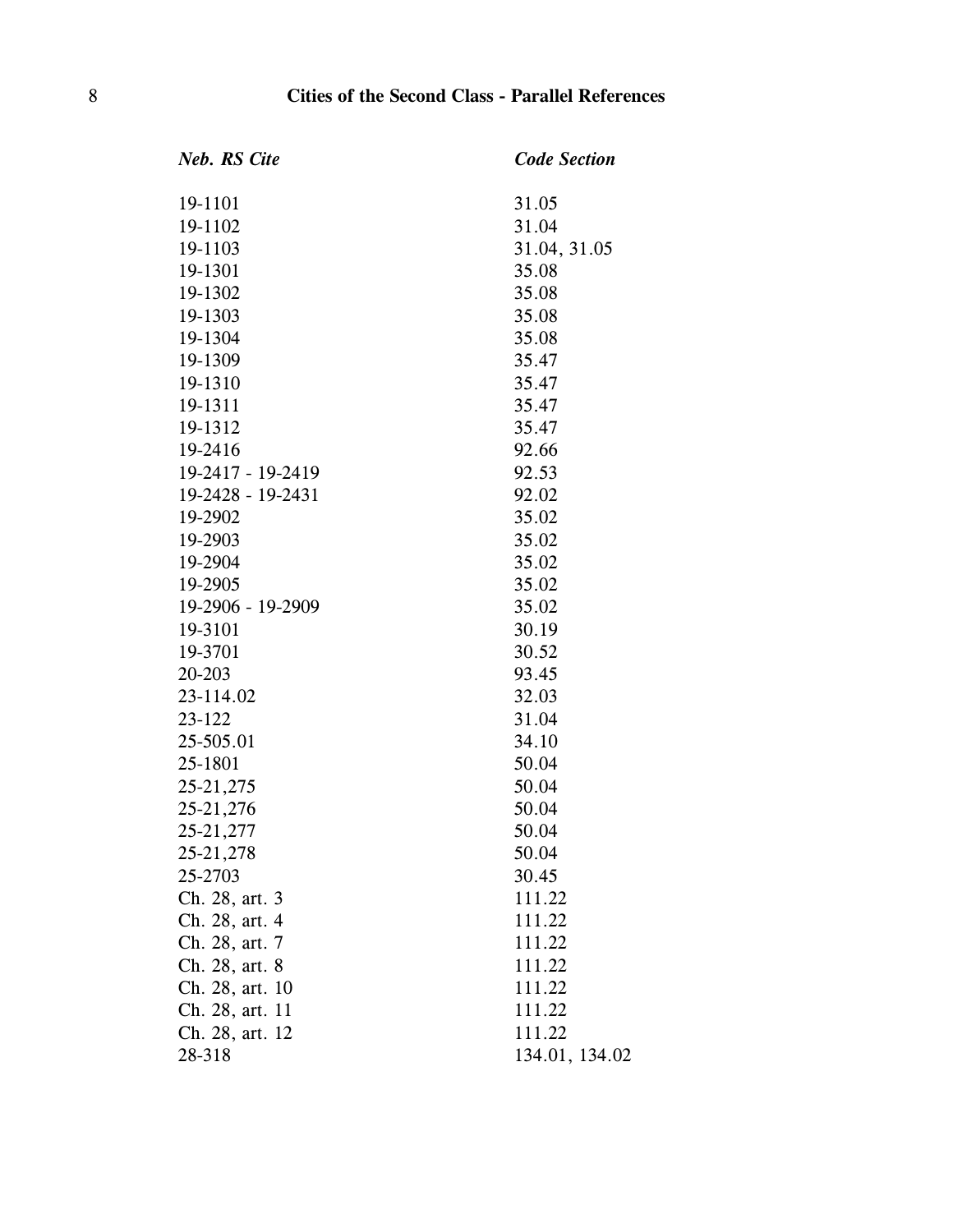| *Neb. RS Cite* | *Code Section* |
| --- | --- |
| 19-1101 | 31.05 |
| 19-1102 | 31.04 |
| 19-1103 | 31.04, 31.05 |
| 19-1301 | 35.08 |
| 19-1302 | 35.08 |
| 19-1303 | 35.08 |
| 19-1304 | 35.08 |
| 19-1309 | 35.47 |
| 19-1310 | 35.47 |
| 19-1311 | 35.47 |
| 19-1312 | 35.47 |
| 19-2416 | 92.66 |
| 19-2417 - 19-2419 | 92.53 |
| 19-2428 - 19-2431 | 92.02 |
| 19-2902 | 35.02 |
| 19-2903 | 35.02 |
| 19-2904 | 35.02 |
| 19-2905 | 35.02 |
| 19-2906 - 19-2909 | 35.02 |
| 19-3101 | 30.19 |
| 19-3701 | 30.52 |
| 20-203 | 93.45 |
| 23-114.02 | 32.03 |
| 23-122 | 31.04 |
| 25-505.01 | 34.10 |
| 25-1801 | 50.04 |
| 25-21,275 | 50.04 |
| 25-21,276 | 50.04 |
| 25-21,277 | 50.04 |
| 25-21,278 | 50.04 |
| 25-2703 | 30.45 |
| Ch. 28, art. 3 | 111.22 |
| Ch. 28, art. 4 | 111.22 |
| Ch. 28, art. 7 | 111.22 |
| Ch. 28, art. 8 | 111.22 |
| Ch. 28, art. 10 | 111.22 |
| Ch. 28, art. 11 | 111.22 |
| Ch. 28, art. 12 | 111.22 |
| 28-318 | 134.01, 134.02 |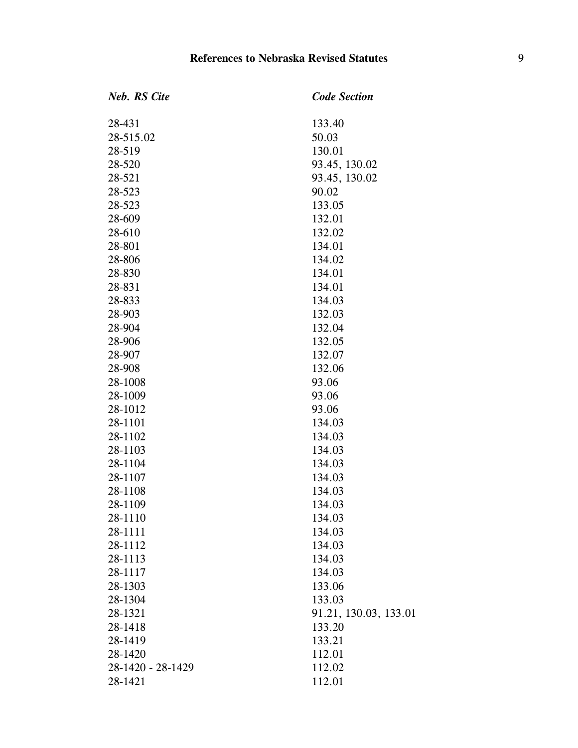| *Neb. RS Cite* | *Code Section* |
|---|---|
| 28-431 | 133.40 |
| 28-515.02 | 50.03 |
| 28-519 | 130.01 |
| 28-520 | 93.45, 130.02 |
| 28-521 | 93.45, 130.02 |
| 28-523 | 90.02 |
| 28-523 | 133.05 |
| 28-609 | 132.01 |
| 28-610 | 132.02 |
| 28-801 | 134.01 |
| 28-806 | 134.02 |
| 28-830 | 134.01 |
| 28-831 | 134.01 |
| 28-833 | 134.03 |
| 28-903 | 132.03 |
| 28-904 | 132.04 |
| 28-906 | 132.05 |
| 28-907 | 132.07 |
| 28-908 | 132.06 |
| 28-1008 | 93.06 |
| 28-1009 | 93.06 |
| 28-1012 | 93.06 |
| 28-1101 | 134.03 |
| 28-1102 | 134.03 |
| 28-1103 | 134.03 |
| 28-1104 | 134.03 |
| 28-1107 | 134.03 |
| 28-1108 | 134.03 |
| 28-1109 | 134.03 |
| 28-1110 | 134.03 |
| 28-1111 | 134.03 |
| 28-1112 | 134.03 |
| 28-1113 | 134.03 |
| 28-1117 | 134.03 |
| 28-1303 | 133.06 |
| 28-1304 | 133.03 |
| 28-1321 | 91.21, 130.03, 133.01 |
| 28-1418 | 133.20 |
| 28-1419 | 133.21 |
| 28-1420 | 112.01 |
| 28-1420 - 28-1429 | 112.02 |
| 28-1421 | 112.01 |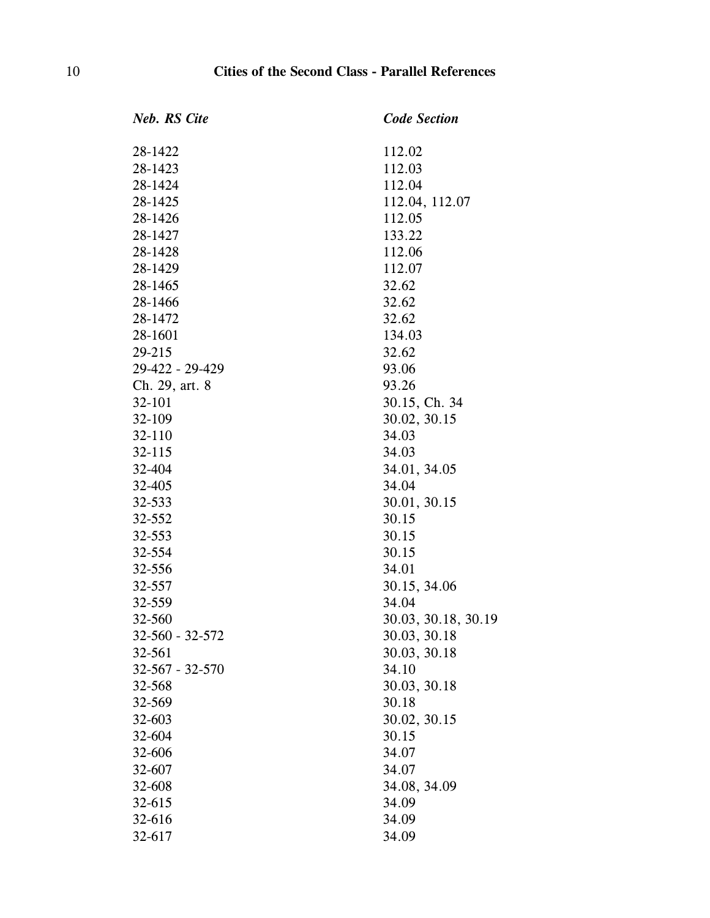| *Neb. RS Cite* | *Code Section* |
|---|---|
| 28-1422 | 112.02 |
| 28-1423 | 112.03 |
| 28-1424 | 112.04 |
| 28-1425 | 112.04, 112.07 |
| 28-1426 | 112.05 |
| 28-1427 | 133.22 |
| 28-1428 | 112.06 |
| 28-1429 | 112.07 |
| 28-1465 | 32.62 |
| 28-1466 | 32.62 |
| 28-1472 | 32.62 |
| 28-1601 | 134.03 |
| 29-215 | 32.62 |
| 29-422 - 29-429 | 93.06 |
| Ch. 29, art. 8 | 93.26 |
| 32-101 | 30.15, Ch. 34 |
| 32-109 | 30.02, 30.15 |
| 32-110 | 34.03 |
| 32-115 | 34.03 |
| 32-404 | 34.01, 34.05 |
| 32-405 | 34.04 |
| 32-533 | 30.01, 30.15 |
| 32-552 | 30.15 |
| 32-553 | 30.15 |
| 32-554 | 30.15 |
| 32-556 | 34.01 |
| 32-557 | 30.15, 34.06 |
| 32-559 | 34.04 |
| 32-560 | 30.03, 30.18, 30.19 |
| 32-560 - 32-572 | 30.03, 30.18 |
| 32-561 | 30.03, 30.18 |
| 32-567 - 32-570 | 34.10 |
| 32-568 | 30.03, 30.18 |
| 32-569 | 30.18 |
| 32-603 | 30.02, 30.15 |
| 32-604 | 30.15 |
| 32-606 | 34.07 |
| 32-607 | 34.07 |
| 32-608 | 34.08, 34.09 |
| 32-615 | 34.09 |
| 32-616 | 34.09 |
| 32-617 | 34.09 |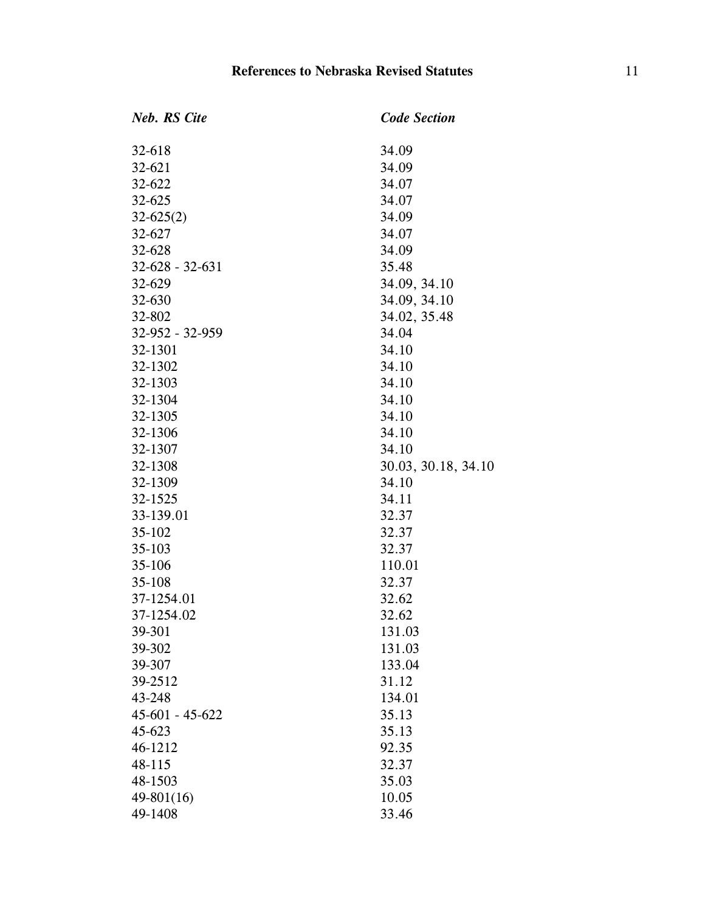| *Neb. RS Cite* | *Code Section* |
|---|---|
| 32-618 | 34.09 |
| 32-621 | 34.09 |
| 32-622 | 34.07 |
| 32-625 | 34.07 |
| 32-625(2) | 34.09 |
| 32-627 | 34.07 |
| 32-628 | 34.09 |
| 32-628 - 32-631 | 35.48 |
| 32-629 | 34.09, 34.10 |
| 32-630 | 34.09, 34.10 |
| 32-802 | 34.02, 35.48 |
| 32-952 - 32-959 | 34.04 |
| 32-1301 | 34.10 |
| 32-1302 | 34.10 |
| 32-1303 | 34.10 |
| 32-1304 | 34.10 |
| 32-1305 | 34.10 |
| 32-1306 | 34.10 |
| 32-1307 | 34.10 |
| 32-1308 | 30.03, 30.18, 34.10 |
| 32-1309 | 34.10 |
| 32-1525 | 34.11 |
| 33-139.01 | 32.37 |
| 35-102 | 32.37 |
| 35-103 | 32.37 |
| 35-106 | 110.01 |
| 35-108 | 32.37 |
| 37-1254.01 | 32.62 |
| 37-1254.02 | 32.62 |
| 39-301 | 131.03 |
| 39-302 | 131.03 |
| 39-307 | 133.04 |
| 39-2512 | 31.12 |
| 43-248 | 134.01 |
| 45-601 - 45-622 | 35.13 |
| 45-623 | 35.13 |
| 46-1212 | 92.35 |
| 48-115 | 32.37 |
| 48-1503 | 35.03 |
| 49-801(16) | 10.05 |
| 49-1408 | 33.46 |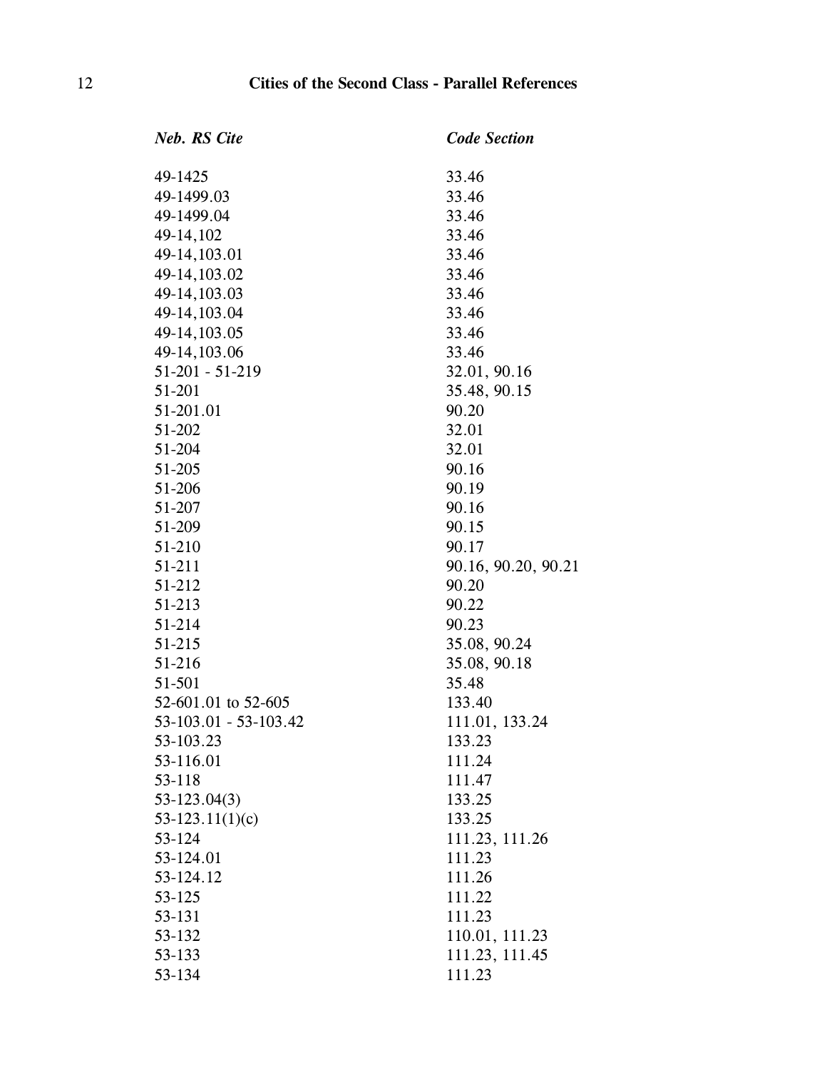| *Neb. RS Cite* | *Code Section* |
|---|---|
| 49-1425 | 33.46 |
| 49-1499.03 | 33.46 |
| 49-1499.04 | 33.46 |
| 49-14,102 | 33.46 |
| 49-14,103.01 | 33.46 |
| 49-14,103.02 | 33.46 |
| 49-14,103.03 | 33.46 |
| 49-14,103.04 | 33.46 |
| 49-14,103.05 | 33.46 |
| 49-14,103.06 | 33.46 |
| 51-201 - 51-219 | 32.01, 90.16 |
| 51-201 | 35.48, 90.15 |
| 51-201.01 | 90.20 |
| 51-202 | 32.01 |
| 51-204 | 32.01 |
| 51-205 | 90.16 |
| 51-206 | 90.19 |
| 51-207 | 90.16 |
| 51-209 | 90.15 |
| 51-210 | 90.17 |
| 51-211 | 90.16, 90.20, 90.21 |
| 51-212 | 90.20 |
| 51-213 | 90.22 |
| 51-214 | 90.23 |
| 51-215 | 35.08, 90.24 |
| 51-216 | 35.08, 90.18 |
| 51-501 | 35.48 |
| 52-601.01 to 52-605 | 133.40 |
| 53-103.01 - 53-103.42 | 111.01, 133.24 |
| 53-103.23 | 133.23 |
| 53-116.01 | 111.24 |
| 53-118 | 111.47 |
| 53-123.04(3) | 133.25 |
| 53-123.11(1)(c) | 133.25 |
| 53-124 | 111.23, 111.26 |
| 53-124.01 | 111.23 |
| 53-124.12 | 111.26 |
| 53-125 | 111.22 |
| 53-131 | 111.23 |
| 53-132 | 110.01, 111.23 |
| 53-133 | 111.23, 111.45 |
| 53-134 | 111.23 |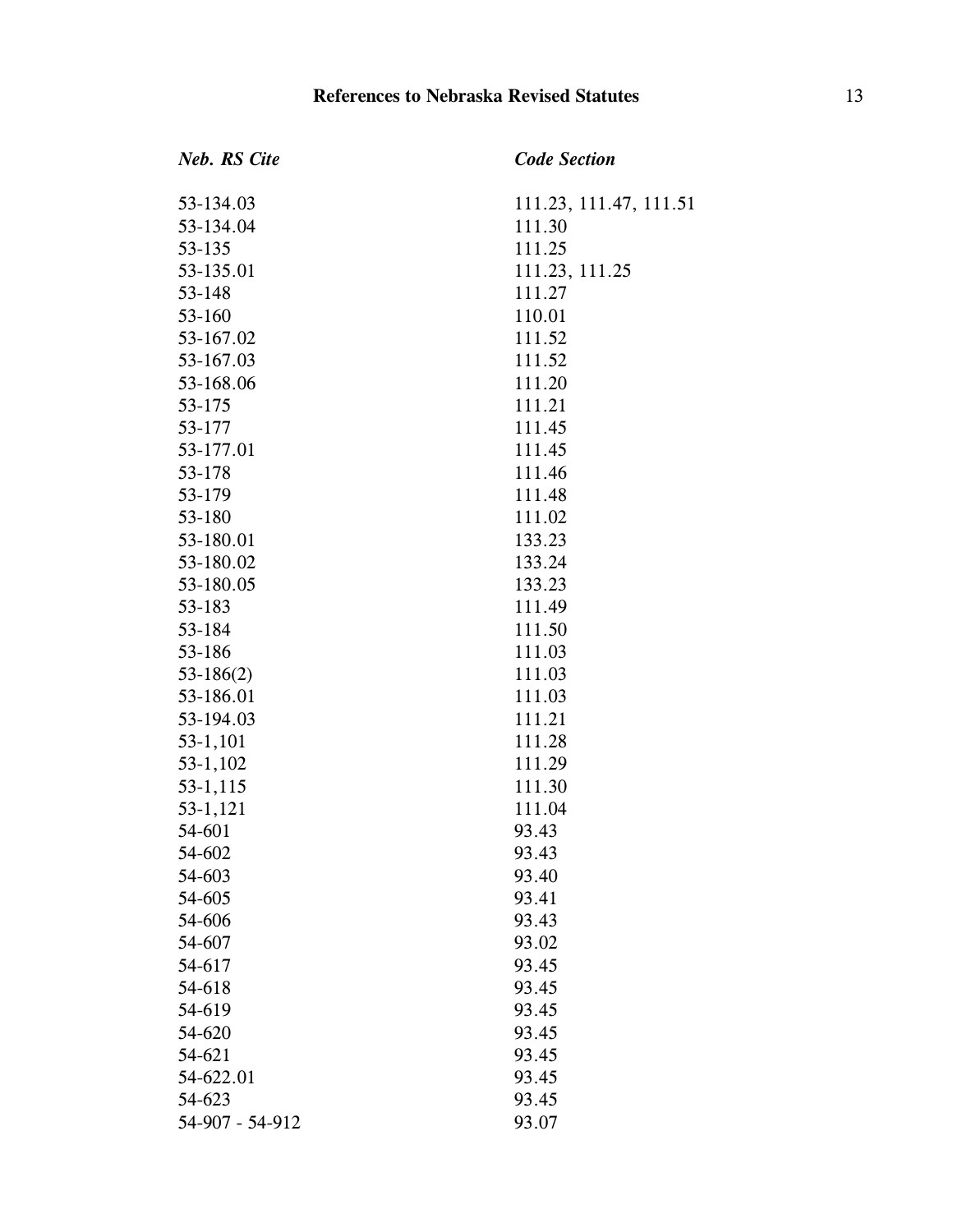| *Neb. RS Cite* | *Code Section* |
|---|---|
| 53-134.03 | 111.23, 111.47, 111.51 |
| 53-134.04 | 111.30 |
| 53-135 | 111.25 |
| 53-135.01 | 111.23, 111.25 |
| 53-148 | 111.27 |
| 53-160 | 110.01 |
| 53-167.02 | 111.52 |
| 53-167.03 | 111.52 |
| 53-168.06 | 111.20 |
| 53-175 | 111.21 |
| 53-177 | 111.45 |
| 53-177.01 | 111.45 |
| 53-178 | 111.46 |
| 53-179 | 111.48 |
| 53-180 | 111.02 |
| 53-180.01 | 133.23 |
| 53-180.02 | 133.24 |
| 53-180.05 | 133.23 |
| 53-183 | 111.49 |
| 53-184 | 111.50 |
| 53-186 | 111.03 |
| 53-186(2) | 111.03 |
| 53-186.01 | 111.03 |
| 53-194.03 | 111.21 |
| 53-1,101 | 111.28 |
| 53-1,102 | 111.29 |
| 53-1,115 | 111.30 |
| 53-1,121 | 111.04 |
| 54-601 | 93.43 |
| 54-602 | 93.43 |
| 54-603 | 93.40 |
| 54-605 | 93.41 |
| 54-606 | 93.43 |
| 54-607 | 93.02 |
| 54-617 | 93.45 |
| 54-618 | 93.45 |
| 54-619 | 93.45 |
| 54-620 | 93.45 |
| 54-621 | 93.45 |
| 54-622.01 | 93.45 |
| 54-623 | 93.45 |
| 54-907 - 54-912 | 93.07 |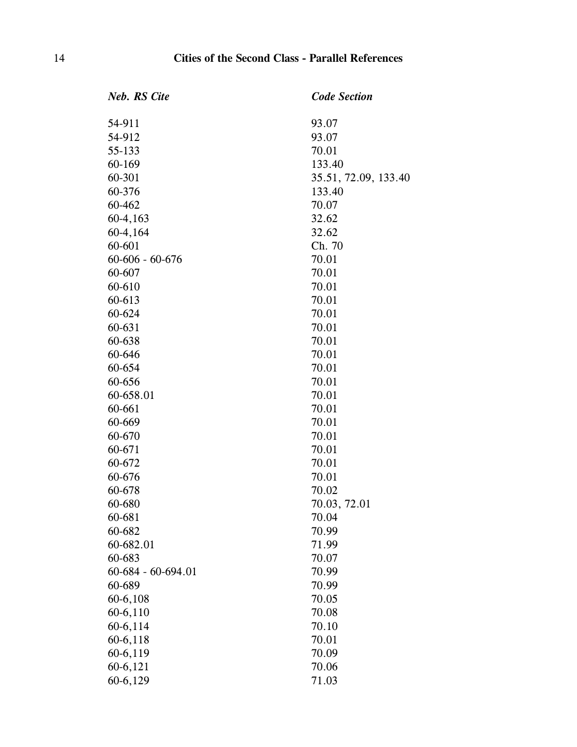| *Neb. RS Cite* | *Code Section* |
|---|---|
| 54-911 | 93.07 |
| 54-912 | 93.07 |
| 55-133 | 70.01 |
| 60-169 | 133.40 |
| 60-301 | 35.51, 72.09, 133.40 |
| 60-376 | 133.40 |
| 60-462 | 70.07 |
| 60-4,163 | 32.62 |
| 60-4,164 | 32.62 |
| 60-601 | Ch. 70 |
| 60-606 - 60-676 | 70.01 |
| 60-607 | 70.01 |
| 60-610 | 70.01 |
| 60-613 | 70.01 |
| 60-624 | 70.01 |
| 60-631 | 70.01 |
| 60-638 | 70.01 |
| 60-646 | 70.01 |
| 60-654 | 70.01 |
| 60-656 | 70.01 |
| 60-658.01 | 70.01 |
| 60-661 | 70.01 |
| 60-669 | 70.01 |
| 60-670 | 70.01 |
| 60-671 | 70.01 |
| 60-672 | 70.01 |
| 60-676 | 70.01 |
| 60-678 | 70.02 |
| 60-680 | 70.03, 72.01 |
| 60-681 | 70.04 |
| 60-682 | 70.99 |
| 60-682.01 | 71.99 |
| 60-683 | 70.07 |
| 60-684 - 60-694.01 | 70.99 |
| 60-689 | 70.99 |
| 60-6,108 | 70.05 |
| 60-6,110 | 70.08 |
| 60-6,114 | 70.10 |
| 60-6,118 | 70.01 |
| 60-6,119 | 70.09 |
| 60-6,121 | 70.06 |
| 60-6,129 | 71.03 |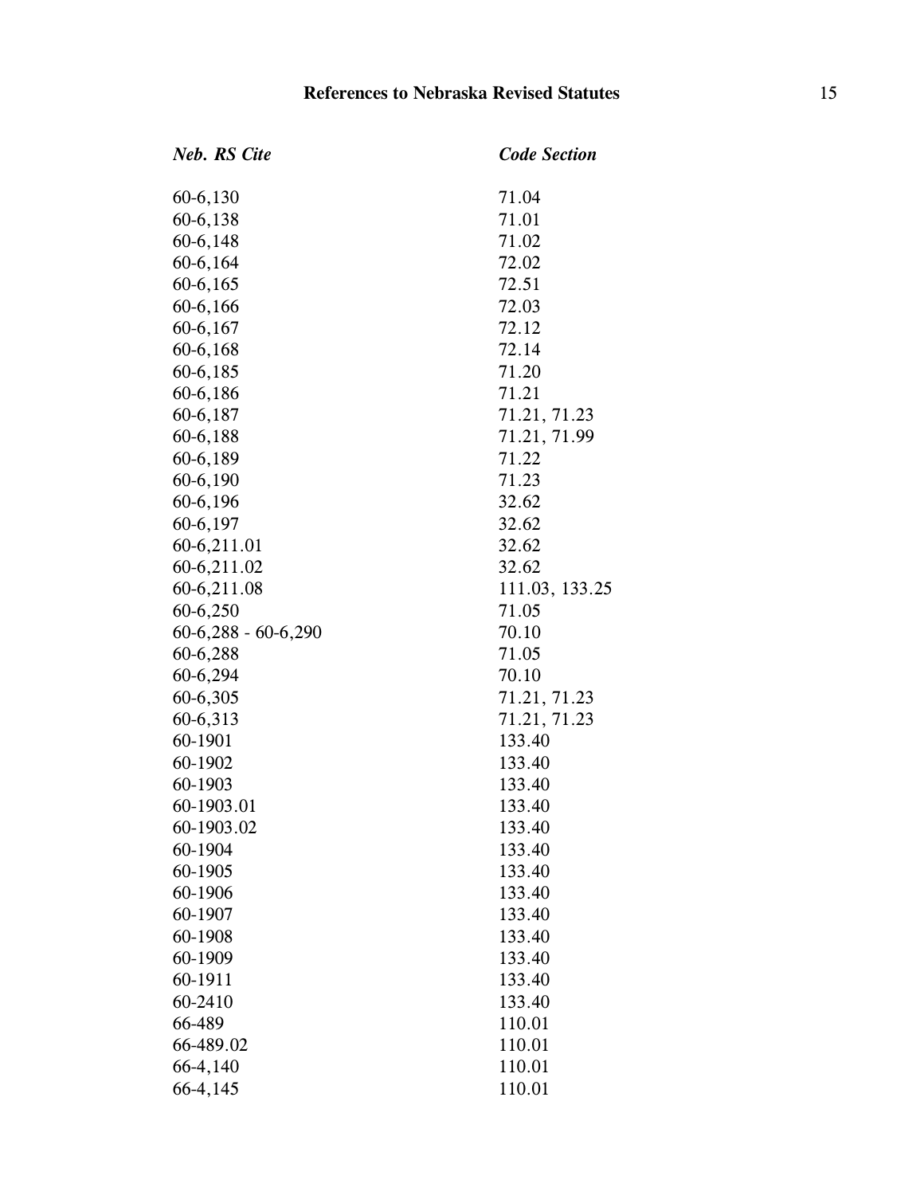| *Neb. RS Cite* | *Code Section* |
|---|---|
| 60-6,130 | 71.04 |
| 60-6,138 | 71.01 |
| 60-6,148 | 71.02 |
| 60-6,164 | 72.02 |
| 60-6,165 | 72.51 |
| 60-6,166 | 72.03 |
| 60-6,167 | 72.12 |
| 60-6,168 | 72.14 |
| 60-6,185 | 71.20 |
| 60-6,186 | 71.21 |
| 60-6,187 | 71.21, 71.23 |
| 60-6,188 | 71.21, 71.99 |
| 60-6,189 | 71.22 |
| 60-6,190 | 71.23 |
| 60-6,196 | 32.62 |
| 60-6,197 | 32.62 |
| 60-6,211.01 | 32.62 |
| 60-6,211.02 | 32.62 |
| 60-6,211.08 | 111.03, 133.25 |
| 60-6,250 | 71.05 |
| 60-6,288 - 60-6,290 | 70.10 |
| 60-6,288 | 71.05 |
| 60-6,294 | 70.10 |
| 60-6,305 | 71.21, 71.23 |
| 60-6,313 | 71.21, 71.23 |
| 60-1901 | 133.40 |
| 60-1902 | 133.40 |
| 60-1903 | 133.40 |
| 60-1903.01 | 133.40 |
| 60-1903.02 | 133.40 |
| 60-1904 | 133.40 |
| 60-1905 | 133.40 |
| 60-1906 | 133.40 |
| 60-1907 | 133.40 |
| 60-1908 | 133.40 |
| 60-1909 | 133.40 |
| 60-1911 | 133.40 |
| 60-2410 | 133.40 |
| 66-489 | 110.01 |
| 66-489.02 | 110.01 |
| 66-4,140 | 110.01 |
| 66-4,145 | 110.01 |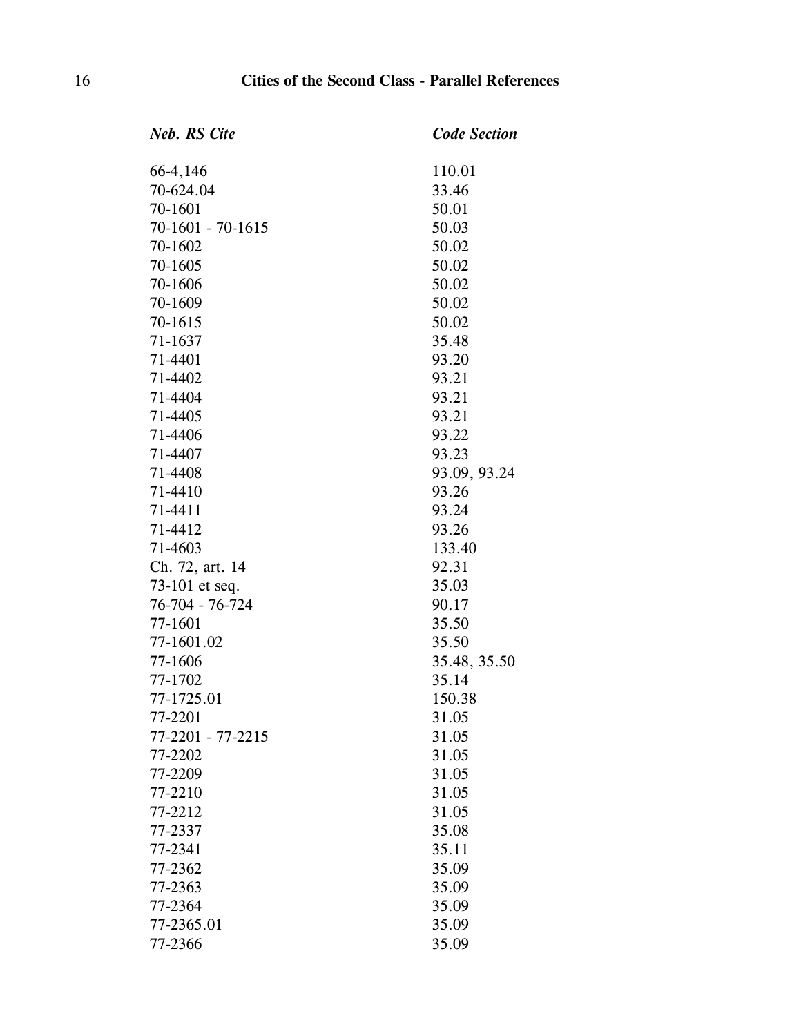| *Neb. RS Cite* | *Code Section* |
|---|---|
| 66-4,146 | 110.01 |
| 70-624.04 | 33.46 |
| 70-1601 | 50.01 |
| 70-1601 - 70-1615 | 50.03 |
| 70-1602 | 50.02 |
| 70-1605 | 50.02 |
| 70-1606 | 50.02 |
| 70-1609 | 50.02 |
| 70-1615 | 50.02 |
| 71-1637 | 35.48 |
| 71-4401 | 93.20 |
| 71-4402 | 93.21 |
| 71-4404 | 93.21 |
| 71-4405 | 93.21 |
| 71-4406 | 93.22 |
| 71-4407 | 93.23 |
| 71-4408 | 93.09, 93.24 |
| 71-4410 | 93.26 |
| 71-4411 | 93.24 |
| 71-4412 | 93.26 |
| 71-4603 | 133.40 |
| Ch. 72, art. 14 | 92.31 |
| 73-101 et seq. | 35.03 |
| 76-704 - 76-724 | 90.17 |
| 77-1601 | 35.50 |
| 77-1601.02 | 35.50 |
| 77-1606 | 35.48, 35.50 |
| 77-1702 | 35.14 |
| 77-1725.01 | 150.38 |
| 77-2201 | 31.05 |
| 77-2201 - 77-2215 | 31.05 |
| 77-2202 | 31.05 |
| 77-2209 | 31.05 |
| 77-2210 | 31.05 |
| 77-2212 | 31.05 |
| 77-2337 | 35.08 |
| 77-2341 | 35.11 |
| 77-2362 | 35.09 |
| 77-2363 | 35.09 |
| 77-2364 | 35.09 |
| 77-2365.01 | 35.09 |
| 77-2366 | 35.09 |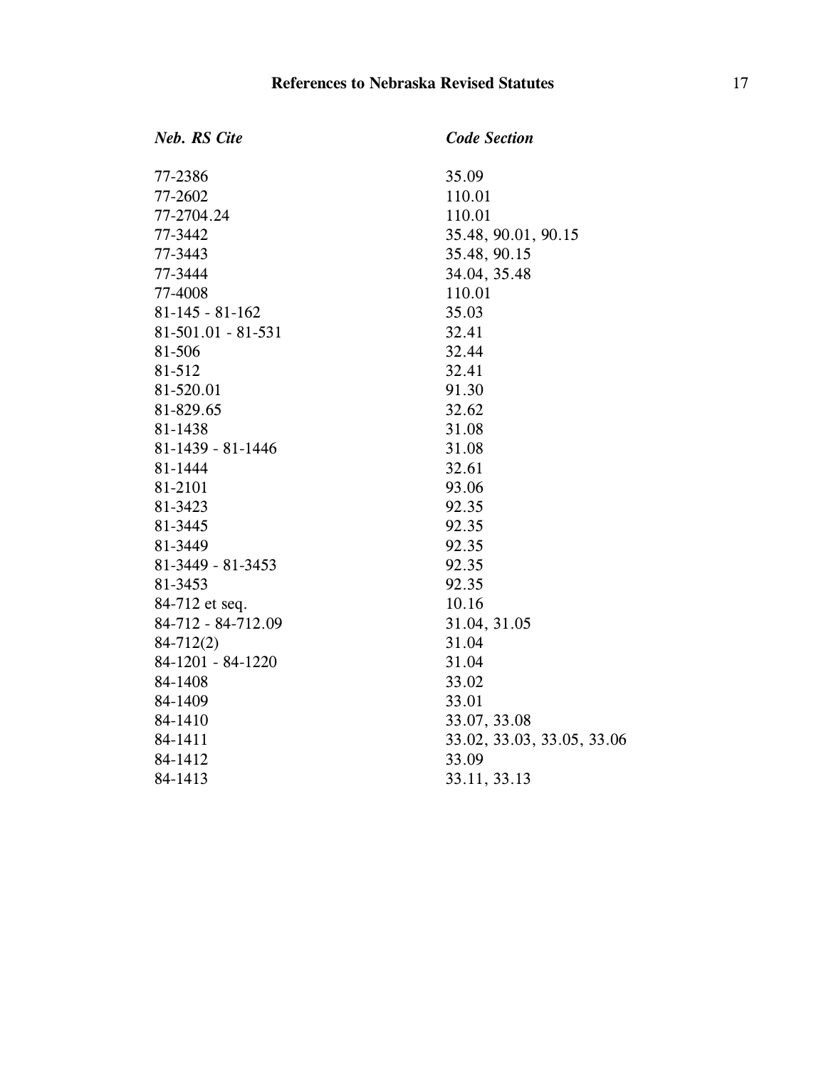| *Neb. RS Cite* | *Code Section* |
|---|---|
| 77-2386 | 35.09 |
| 77-2602 | 110.01 |
| 77-2704.24 | 110.01 |
| 77-3442 | 35.48, 90.01, 90.15 |
| 77-3443 | 35.48, 90.15 |
| 77-3444 | 34.04, 35.48 |
| 77-4008 | 110.01 |
| 81-145 - 81-162 | 35.03 |
| 81-501.01 - 81-531 | 32.41 |
| 81-506 | 32.44 |
| 81-512 | 32.41 |
| 81-520.01 | 91.30 |
| 81-829.65 | 32.62 |
| 81-1438 | 31.08 |
| 81-1439 - 81-1446 | 31.08 |
| 81-1444 | 32.61 |
| 81-2101 | 93.06 |
| 81-3423 | 92.35 |
| 81-3445 | 92.35 |
| 81-3449 | 92.35 |
| 81-3449 - 81-3453 | 92.35 |
| 81-3453 | 92.35 |
| 84-712 et seq. | 10.16 |
| 84-712 - 84-712.09 | 31.04, 31.05 |
| 84-712(2) | 31.04 |
| 84-1201 - 84-1220 | 31.04 |
| 84-1408 | 33.02 |
| 84-1409 | 33.01 |
| 84-1410 | 33.07, 33.08 |
| 84-1411 | 33.02, 33.03, 33.05, 33.06 |
| 84-1412 | 33.09 |
| 84-1413 | 33.11, 33.13 |